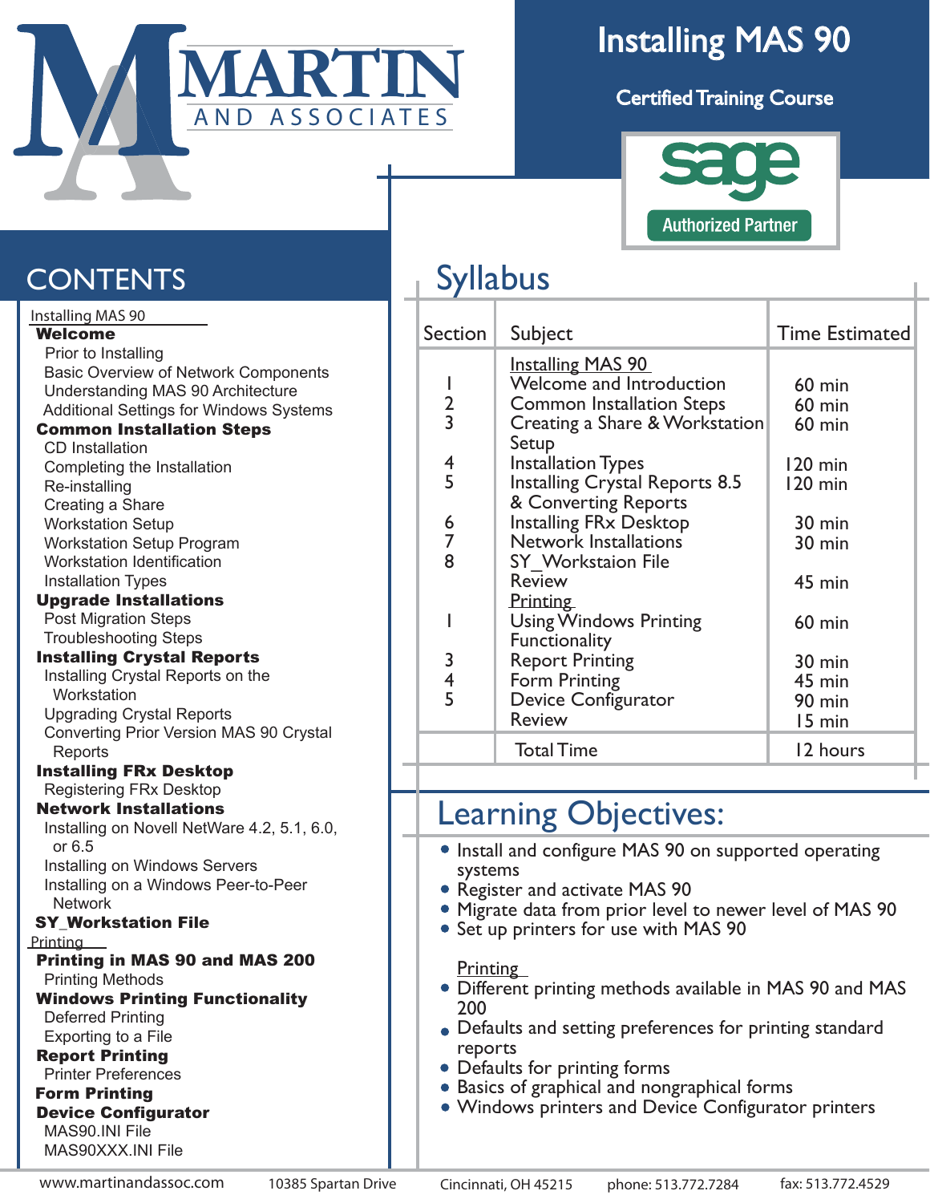MARTIN AND ASSOCIATES

# Installing MAS 90

## Certified Training Course

sage Authorized Partner

## CONTENTS

Installing MAS 90

**Welcome**
- Prior to Installing
- Basic Overview of Network Components
- Understanding MAS 90 Architecture
- Additional Settings for Windows Systems

**Common Installation Steps**
- CD Installation
- Completing the Installation
- Re-installing
- Creating a Share
- Workstation Setup
- Workstation Setup Program
- Workstation Identification
- Installation Types

**Upgrade Installations**
- Post Migration Steps
- Troubleshooting Steps

**Installing Crystal Reports**
- Installing Crystal Reports on the Workstation
- Upgrading Crystal Reports
- Converting Prior Version MAS 90 Crystal Reports

**Installing FRx Desktop**
- Registering FRx Desktop

**Network Installations**
- Installing on Novell NetWare 4.2, 5.1, 6.0, or 6.5
- Installing on Windows Servers
- Installing on a Windows Peer-to-Peer Network

**SY_Workstation File**

Printing

**Printing in MAS 90 and MAS 200**
- Printing Methods

**Windows Printing Functionality**
- Deferred Printing
- Exporting to a File

**Report Printing**
- Printer Preferences

**Form Printing**

**Device Configurator**
- MAS90.INI File
- MAS90XXX.INI File

## Syllabus

| Section | Subject | Time Estimated |
|---|---|---|
| | Installing MAS 90 | |
| 1 | Welcome and Introduction | 60 min |
| 2 | Common Installation Steps | 60 min |
| 3 | Creating a Share & Workstation Setup | 60 min |
| 4 | Installation Types | 120 min |
| 5 | Installing Crystal Reports 8.5 & Converting Reports | 120 min |
| 6 | Installing FRx Desktop | 30 min |
| 7 | Network Installations | 30 min |
| 8 | SY_Workstaion File | |
| | Review | 45 min |
| | Printing | |
| 1 | Using Windows Printing Functionality | 60 min |
| 3 | Report Printing | 30 min |
| 4 | Form Printing | 45 min |
| 5 | Device Configurator | 90 min |
| | Review | 15 min |
| | Total Time | 12 hours |

## Learning Objectives:

- Install and configure MAS 90 on supported operating systems
- Register and activate MAS 90
- Migrate data from prior level to newer level of MAS 90
- Set up printers for use with MAS 90

Printing

- Different printing methods available in MAS 90 and MAS 200
- Defaults and setting preferences for printing standard reports
- Defaults for printing forms
- Basics of graphical and nongraphical forms
- Windows printers and Device Configurator printers

www.martinandassoc.com 10385 Spartan Drive Cincinnati, OH 45215 phone: 513.772.7284 fax: 513.772.4529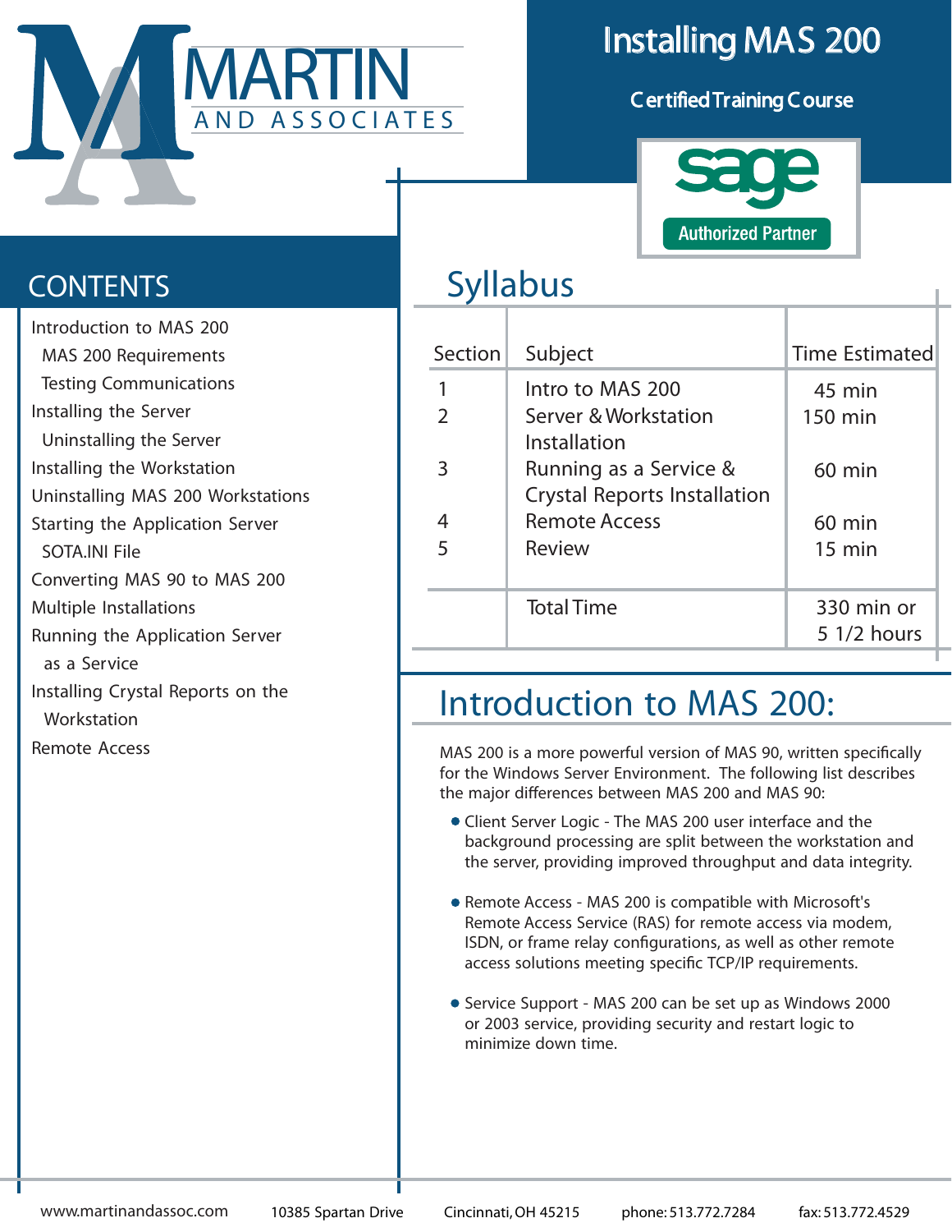# Installing MAS 200

## Certified Training Course

MARTIN AND ASSOCIATES

sage Authorized Partner

## CONTENTS

- Introduction to MAS 200
  - MAS 200 Requirements
  - Testing Communications
- Installing the Server
  - Uninstalling the Server
- Installing the Workstation
- Uninstalling MAS 200 Workstations
- Starting the Application Server
  - SOTA.INI File
- Converting MAS 90 to MAS 200
- Multiple Installations
- Running the Application Server as a Service
- Installing Crystal Reports on the Workstation
- Remote Access

## Syllabus

| Section | Subject | Time Estimated |
|---|---|---|
| 1 | Intro to MAS 200 | 45 min |
| 2 | Server & Workstation Installation | 150 min |
| 3 | Running as a Service & Crystal Reports Installation | 60 min |
| 4 | Remote Access | 60 min |
| 5 | Review | 15 min |
| | Total Time | 330 min or 5 1/2 hours |

## Introduction to MAS 200:

MAS 200 is a more powerful version of MAS 90, written specifically for the Windows Server Environment. The following list describes the major differences between MAS 200 and MAS 90:

- Client Server Logic - The MAS 200 user interface and the background processing are split between the workstation and the server, providing improved throughput and data integrity.
- Remote Access - MAS 200 is compatible with Microsoft's Remote Access Service (RAS) for remote access via modem, ISDN, or frame relay configurations, as well as other remote access solutions meeting specific TCP/IP requirements.
- Service Support - MAS 200 can be set up as Windows 2000 or 2003 service, providing security and restart logic to minimize down time.

www.martinandassoc.com 10385 Spartan Drive Cincinnati, OH 45215 phone: 513.772.7284 fax: 513.772.4529